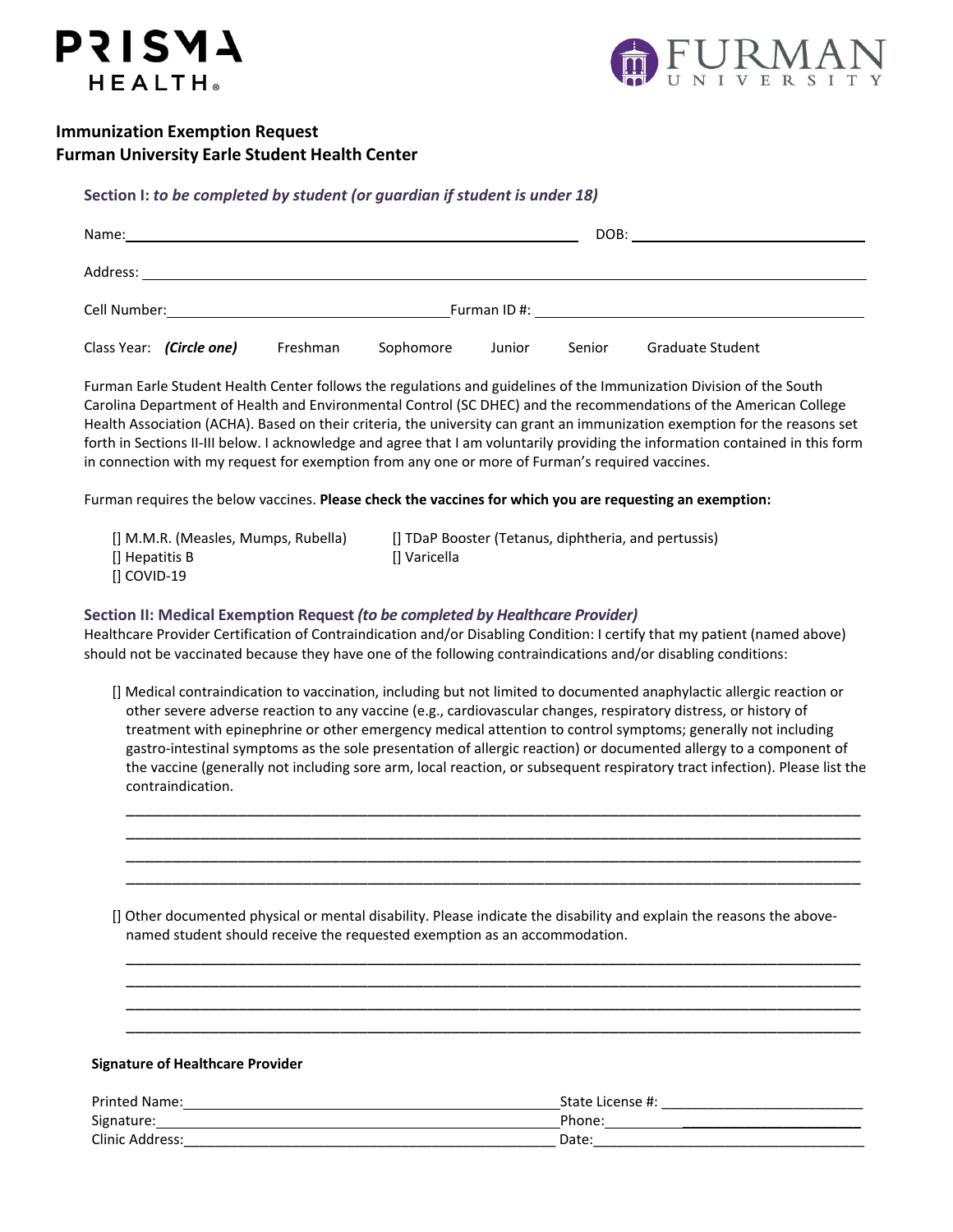PRISMA HEALTH

FURMAN UNIVERSITY

## Immunization Exemption Request
## Furman University Earle Student Health Center

### Section I: *to be completed by student (or guardian if student is under 18)*

Name:_______________________________________________ DOB: _________________________

Address: _______________________________________________________________________

Cell Number:_____________________________Furman ID #: ___________________________________

Class Year: ***(Circle one)*** Freshman Sophomore Junior Senior Graduate Student

Furman Earle Student Health Center follows the regulations and guidelines of the Immunization Division of the South Carolina Department of Health and Environmental Control (SC DHEC) and the recommendations of the American College Health Association (ACHA). Based on their criteria, the university can grant an immunization exemption for the reasons set forth in Sections II-III below. I acknowledge and agree that I am voluntarily providing the information contained in this form in connection with my request for exemption from any one or more of Furman's required vaccines.

Furman requires the below vaccines. **Please check the vaccines for which you are requesting an exemption:**

[] M.M.R. (Measles, Mumps, Rubella)
[] Hepatitis B
[] COVID-19
[] TDaP Booster (Tetanus, diphtheria, and pertussis)
[] Varicella

### Section II: Medical Exemption Request *(to be completed by Healthcare Provider)*

Healthcare Provider Certification of Contraindication and/or Disabling Condition: I certify that my patient (named above) should not be vaccinated because they have one of the following contraindications and/or disabling conditions:

[] Medical contraindication to vaccination, including but not limited to documented anaphylactic allergic reaction or other severe adverse reaction to any vaccine (e.g., cardiovascular changes, respiratory distress, or history of treatment with epinephrine or other emergency medical attention to control symptoms; generally not including gastro-intestinal symptoms as the sole presentation of allergic reaction) or documented allergy to a component of the vaccine (generally not including sore arm, local reaction, or subsequent respiratory tract infection). Please list the contraindication.

_____________________________________________________________________________________
_____________________________________________________________________________________
_____________________________________________________________________________________
_____________________________________________________________________________________

[] Other documented physical or mental disability. Please indicate the disability and explain the reasons the above-named student should receive the requested exemption as an accommodation.

_____________________________________________________________________________________
_____________________________________________________________________________________
_____________________________________________________________________________________
_____________________________________________________________________________________

**Signature of Healthcare Provider**

Printed Name:_______________________________________________State License #: _________________________

Signature:__________________________________________________Phone:__________________________

Clinic Address:_____________________________________________ Date:___________________________________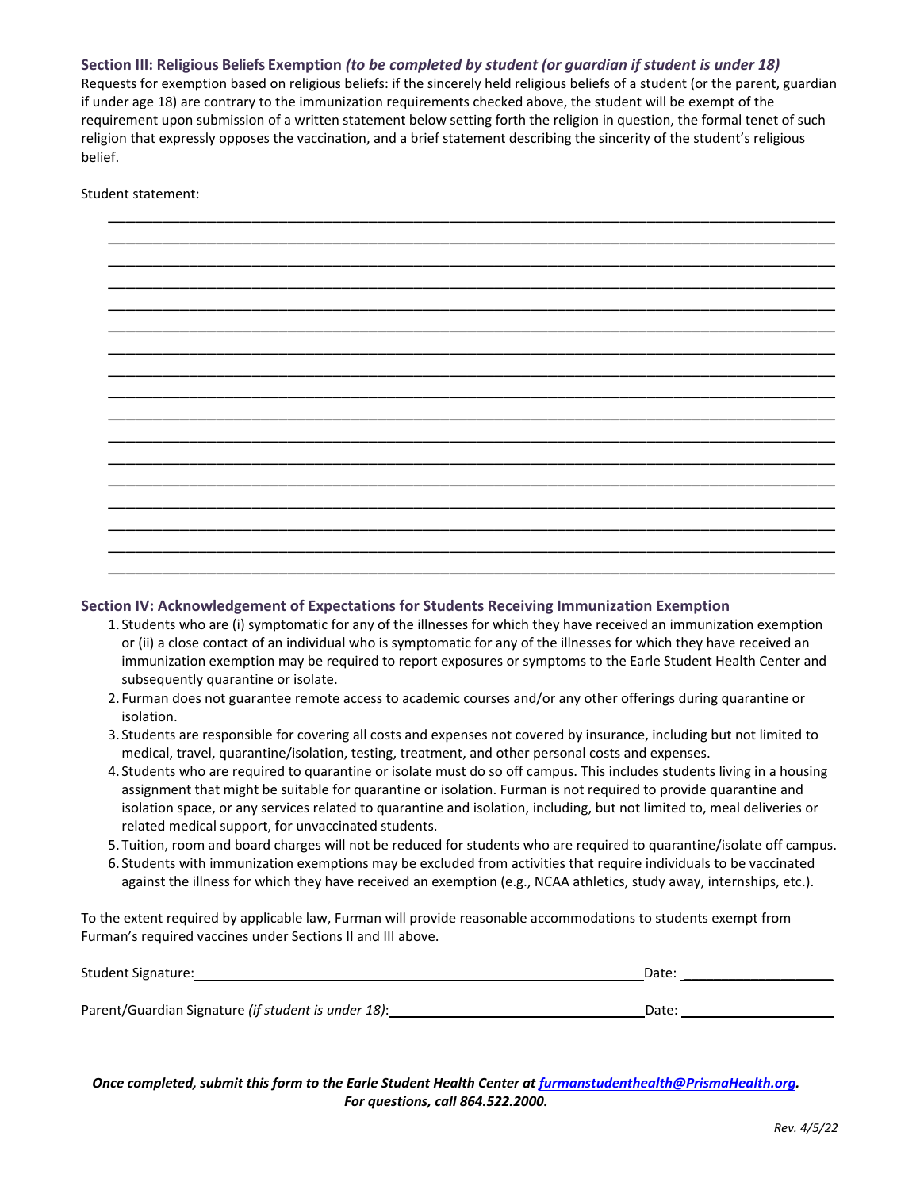### Section III: Religious Beliefs Exemption *(to be completed by student (or guardian if student is under 18)*

Requests for exemption based on religious beliefs: if the sincerely held religious beliefs of a student (or the parent, guardian if under age 18) are contrary to the immunization requirements checked above, the student will be exempt of the requirement upon submission of a written statement below setting forth the religion in question, the formal tenet of such religion that expressly opposes the vaccination, and a brief statement describing the sincerity of the student's religious belief.

Student statement:

_______________________________________________________________________________________________
_______________________________________________________________________________________________
_______________________________________________________________________________________________
_______________________________________________________________________________________________
_______________________________________________________________________________________________
_______________________________________________________________________________________________
_______________________________________________________________________________________________
_______________________________________________________________________________________________
_______________________________________________________________________________________________
_______________________________________________________________________________________________
_______________________________________________________________________________________________
_______________________________________________________________________________________________
_______________________________________________________________________________________________
_______________________________________________________________________________________________
_______________________________________________________________________________________________
_______________________________________________________________________________________________
_______________________________________________________________________________________________

### Section IV: Acknowledgement of Expectations for Students Receiving Immunization Exemption

1. Students who are (i) symptomatic for any of the illnesses for which they have received an immunization exemption or (ii) a close contact of an individual who is symptomatic for any of the illnesses for which they have received an immunization exemption may be required to report exposures or symptoms to the Earle Student Health Center and subsequently quarantine or isolate.
2. Furman does not guarantee remote access to academic courses and/or any other offerings during quarantine or isolation.
3. Students are responsible for covering all costs and expenses not covered by insurance, including but not limited to medical, travel, quarantine/isolation, testing, treatment, and other personal costs and expenses.
4. Students who are required to quarantine or isolate must do so off campus. This includes students living in a housing assignment that might be suitable for quarantine or isolation. Furman is not required to provide quarantine and isolation space, or any services related to quarantine and isolation, including, but not limited to, meal deliveries or related medical support, for unvaccinated students.
5. Tuition, room and board charges will not be reduced for students who are required to quarantine/isolate off campus.
6. Students with immunization exemptions may be excluded from activities that require individuals to be vaccinated against the illness for which they have received an exemption (e.g., NCAA athletics, study away, internships, etc.).

To the extent required by applicable law, Furman will provide reasonable accommodations to students exempt from Furman's required vaccines under Sections II and III above.

Student Signature:______________________________________________ Date: ________________

Parent/Guardian Signature *(if student is under 18)*:_____________________________ Date: ________________

***Once completed, submit this form to the Earle Student Health Center at [furmanstudenthealth@PrismaHealth.org](mailto:furmanstudenthealth@PrismaHealth.org).***
***For questions, call 864.522.2000.***

*Rev. 4/5/22*